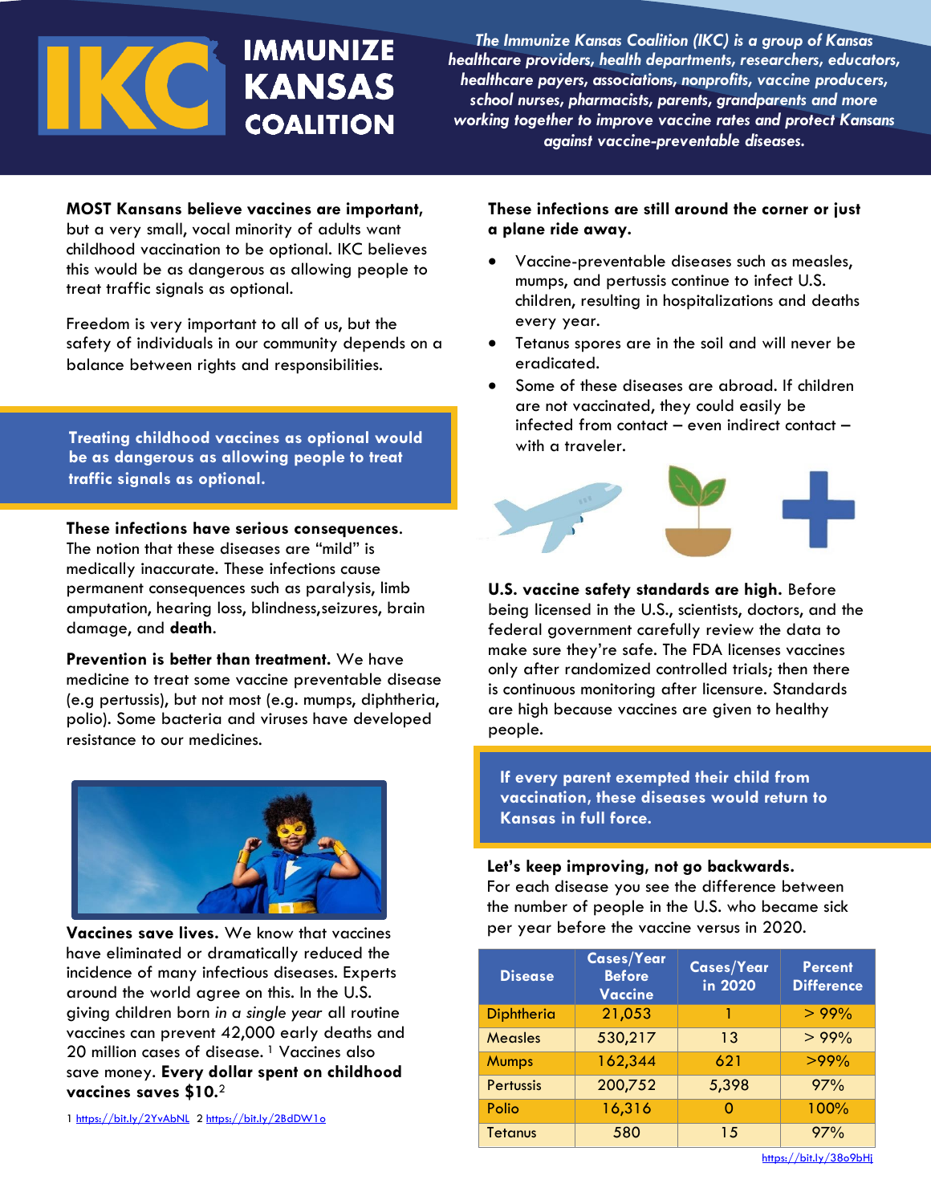# IMMUNIZE KANSAS COALITION

*The Immunize Kansas Coalition (IKC) is a group of Kansas healthcare providers, health departments, researchers, educators, healthcare payers, associations, nonprofits, vaccine producers, school nurses, pharmacists, parents, grandparents and more working together to improve vaccine rates and protect Kansans against vaccine-preventable diseases.*

**MOST Kansans believe vaccines are important,** but a very small, vocal minority of adults want childhood vaccination to be optional. IKC believes this would be as dangerous as allowing people to treat traffic signals as optional.

Freedom is very important to all of us, but the safety of individuals in our community depends on a balance between rights and responsibilities.

**Treating childhood vaccines as optional would be as dangerous as allowing people to treat traffic signals as optional.**

**These infections have serious consequences.** The notion that these diseases are "mild" is medically inaccurate. These infections cause permanent consequences such as paralysis, limb amputation, hearing loss, blindness,seizures, brain damage, and **death**.

**Prevention is better than treatment.** We have medicine to treat some vaccine preventable disease (e.g pertussis), but not most (e.g. mumps, diphtheria, polio). Some bacteria and viruses have developed resistance to our medicines.

**Vaccines save lives.** We know that vaccines have eliminated or dramatically reduced the incidence of many infectious diseases. Experts around the world agree on this. In the U.S. giving children born *in a single year* all routine vaccines can prevent 42,000 early deaths and 20 million cases of disease. [1] Vaccines also save money. **Every dollar spent on childhood vaccines saves $10.**[2]

1 https://bit.ly/2YvAbNL 2 https://bit.ly/2BdDW1o

**These infections are still around the corner or just a plane ride away.**

- Vaccine-preventable diseases such as measles, mumps, and pertussis continue to infect U.S. children, resulting in hospitalizations and deaths every year.
- Tetanus spores are in the soil and will never be eradicated.
- Some of these diseases are abroad. If children are not vaccinated, they could easily be infected from contact – even indirect contact – with a traveler.

**U.S. vaccine safety standards are high.** Before being licensed in the U.S., scientists, doctors, and the federal government carefully review the data to make sure they're safe. The FDA licenses vaccines only after randomized controlled trials; then there is continuous monitoring after licensure. Standards are high because vaccines are given to healthy people.

**If every parent exempted their child from vaccination, these diseases would return to Kansas in full force.**

**Let's keep improving, not go backwards.**
For each disease you see the difference between the number of people in the U.S. who became sick per year before the vaccine versus in 2020.

| Disease | Cases/Year Before Vaccine | Cases/Year in 2020 | Percent Difference |
|---|---|---|---|
| Diphtheria | 21,053 | 1 | > 99% |
| Measles | 530,217 | 13 | > 99% |
| Mumps | 162,344 | 621 | >99% |
| Pertussis | 200,752 | 5,398 | 97% |
| Polio | 16,316 | 0 | 100% |
| Tetanus | 580 | 15 | 97% |

https://bit.ly/38o9bHj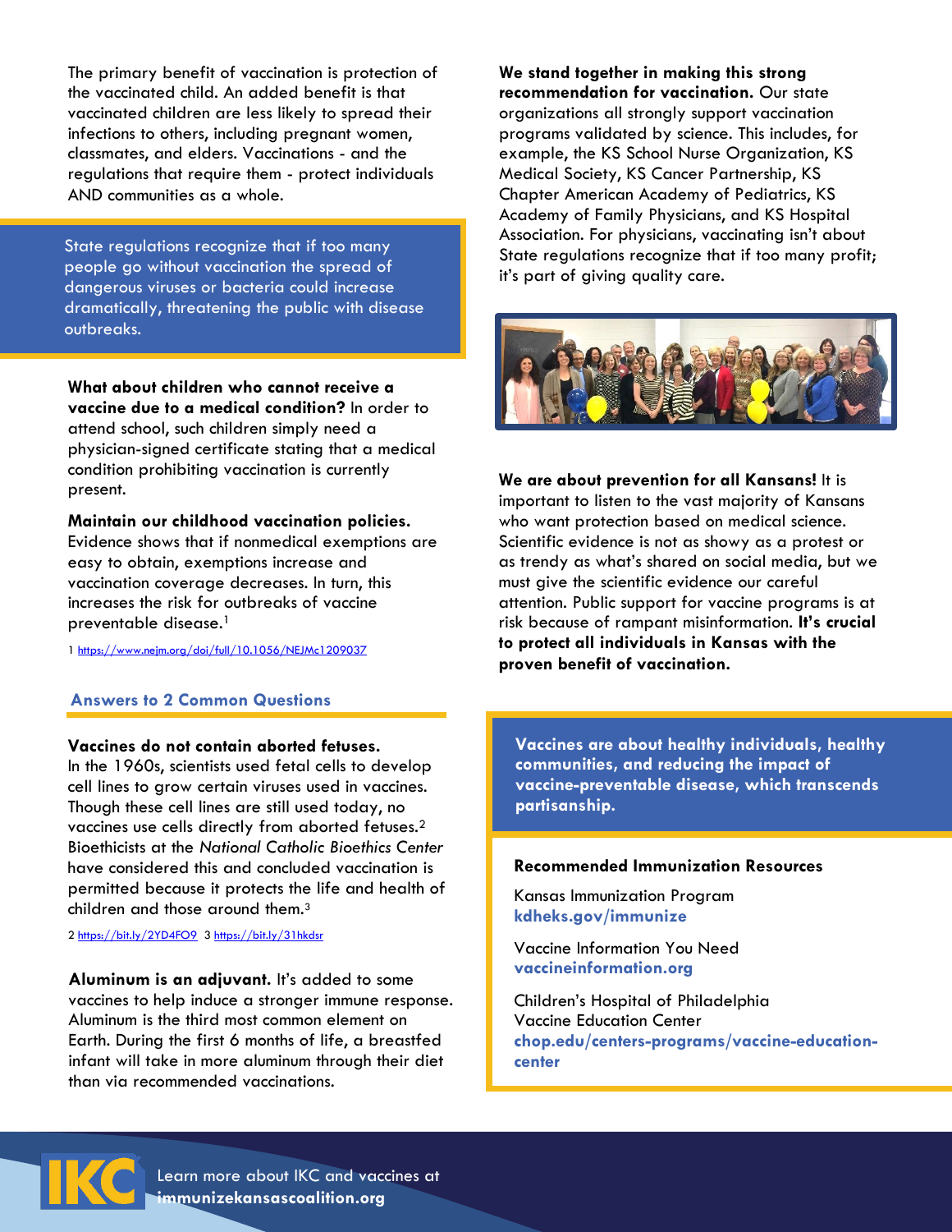The primary benefit of vaccination is protection of the vaccinated child. An added benefit is that vaccinated children are less likely to spread their infections to others, including pregnant women, classmates, and elders. Vaccinations - and the regulations that require them - protect individuals AND communities as a whole.

State regulations recognize that if too many people go without vaccination the spread of dangerous viruses or bacteria could increase dramatically, threatening the public with disease outbreaks.

**What about children who cannot receive a vaccine due to a medical condition?** In order to attend school, such children simply need a physician-signed certificate stating that a medical condition prohibiting vaccination is currently present.

**Maintain our childhood vaccination policies.** Evidence shows that if nonmedical exemptions are easy to obtain, exemptions increase and vaccination coverage decreases. In turn, this increases the risk for outbreaks of vaccine preventable disease.[1]

1 https://www.nejm.org/doi/full/10.1056/NEJMc1209037

## Answers to 2 Common Questions

**Vaccines do not contain aborted fetuses.** In the 1960s, scientists used fetal cells to develop cell lines to grow certain viruses used in vaccines. Though these cell lines are still used today, no vaccines use cells directly from aborted fetuses.[2] Bioethicists at the *National Catholic Bioethics Center* have considered this and concluded vaccination is permitted because it protects the life and health of children and those around them.[3]

2 https://bit.ly/2YD4FO9 3 https://bit.ly/31hkdsr

**Aluminum is an adjuvant.** It's added to some vaccines to help induce a stronger immune response. Aluminum is the third most common element on Earth. During the first 6 months of life, a breastfed infant will take in more aluminum through their diet than via recommended vaccinations.

**We stand together in making this strong recommendation for vaccination.** Our state organizations all strongly support vaccination programs validated by science. This includes, for example, the KS School Nurse Organization, KS Medical Society, KS Cancer Partnership, KS Chapter American Academy of Pediatrics, KS Academy of Family Physicians, and KS Hospital Association. For physicians, vaccinating isn't about State regulations recognize that if too many profit; it's part of giving quality care.

**We are about prevention for all Kansans!** It is important to listen to the vast majority of Kansans who want protection based on medical science. Scientific evidence is not as showy as a protest or as trendy as what's shared on social media, but we must give the scientific evidence our careful attention. Public support for vaccine programs is at risk because of rampant misinformation. **It's crucial to protect all individuals in Kansas with the proven benefit of vaccination.**

**Vaccines are about healthy individuals, healthy communities, and reducing the impact of vaccine-preventable disease, which transcends partisanship.**

**Recommended Immunization Resources**

Kansas Immunization Program
**kdheks.gov/immunize**

Vaccine Information You Need
**vaccineinformation.org**

Children's Hospital of Philadelphia Vaccine Education Center
**chop.edu/centers-programs/vaccine-education-center**

IKC

Learn more about IKC and vaccines at **immunizekansascoalition.org**